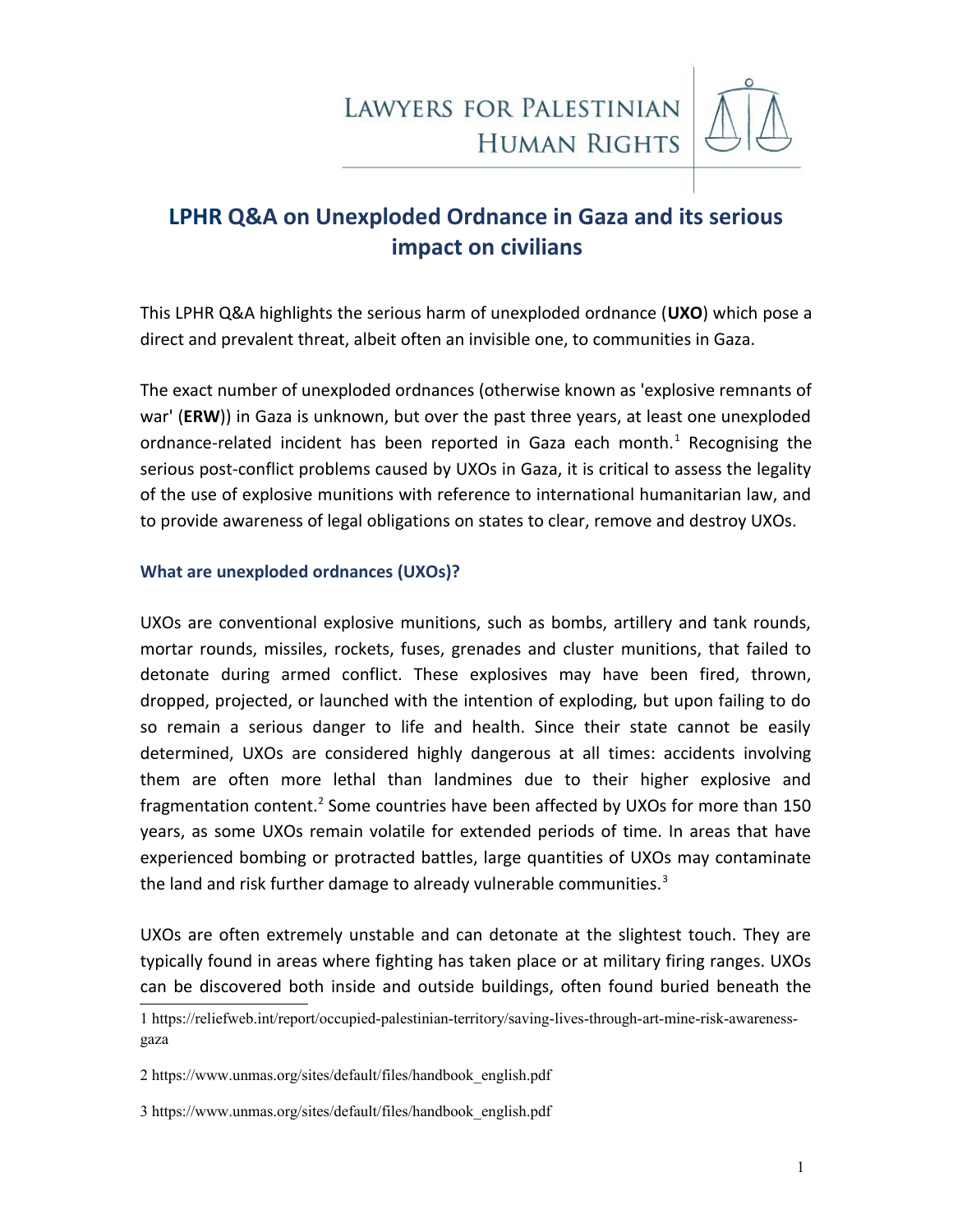LAWYERS FOR PALESTINIAN HUMAN RIGHTS

# LPHR Q&A on Unexploded Ordnance in Gaza and its serious impact on civilians

This LPHR Q&A highlights the serious harm of unexploded ordnance (**UXO**) which pose a direct and prevalent threat, albeit often an invisible one, to communities in Gaza.

The exact number of unexploded ordnances (otherwise known as 'explosive remnants of war' (**ERW**)) in Gaza is unknown, but over the past three years, at least one unexploded ordnance-related incident has been reported in Gaza each month.[1] Recognising the serious post-conflict problems caused by UXOs in Gaza, it is critical to assess the legality of the use of explosive munitions with reference to international humanitarian law, and to provide awareness of legal obligations on states to clear, remove and destroy UXOs.

## What are unexploded ordnances (UXOs)?

UXOs are conventional explosive munitions, such as bombs, artillery and tank rounds, mortar rounds, missiles, rockets, fuses, grenades and cluster munitions, that failed to detonate during armed conflict. These explosives may have been fired, thrown, dropped, projected, or launched with the intention of exploding, but upon failing to do so remain a serious danger to life and health. Since their state cannot be easily determined, UXOs are considered highly dangerous at all times: accidents involving them are often more lethal than landmines due to their higher explosive and fragmentation content.[2] Some countries have been affected by UXOs for more than 150 years, as some UXOs remain volatile for extended periods of time. In areas that have experienced bombing or protracted battles, large quantities of UXOs may contaminate the land and risk further damage to already vulnerable communities.[3]

UXOs are often extremely unstable and can detonate at the slightest touch. They are typically found in areas where fighting has taken place or at military firing ranges. UXOs can be discovered both inside and outside buildings, often found buried beneath the

---

1 https://reliefweb.int/report/occupied-palestinian-territory/saving-lives-through-art-mine-risk-awareness-gaza

2 https://www.unmas.org/sites/default/files/handbook_english.pdf

3 https://www.unmas.org/sites/default/files/handbook_english.pdf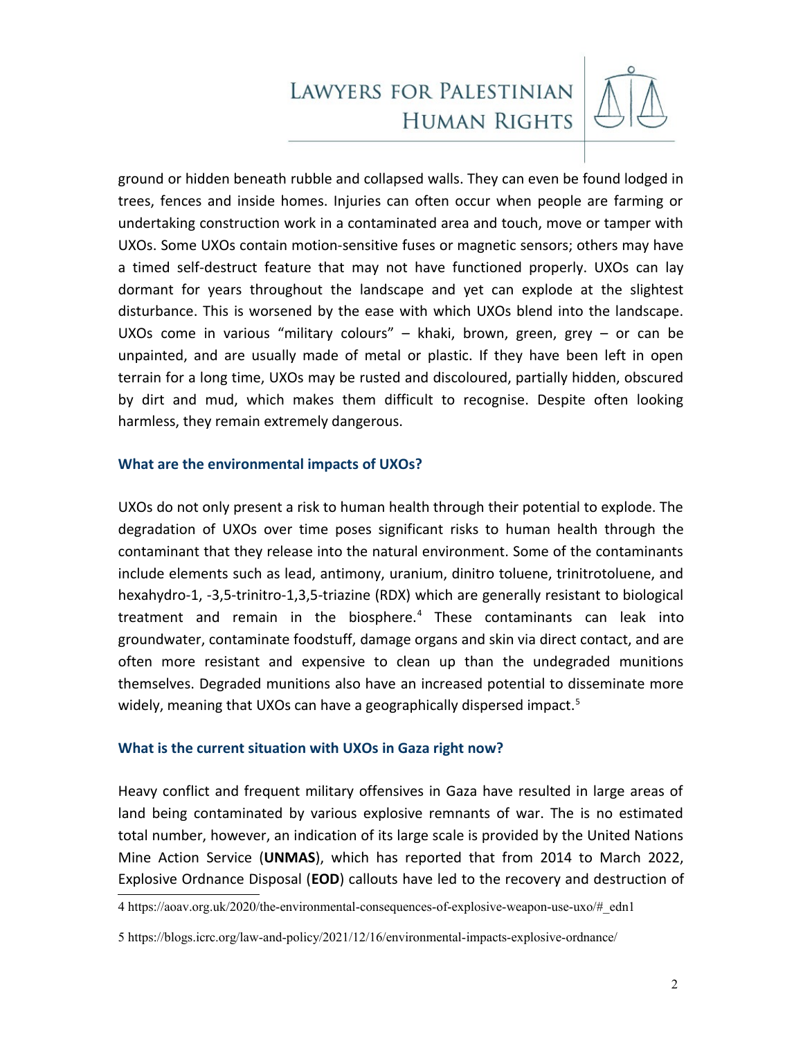ground or hidden beneath rubble and collapsed walls. They can even be found lodged in trees, fences and inside homes. Injuries can often occur when people are farming or undertaking construction work in a contaminated area and touch, move or tamper with UXOs. Some UXOs contain motion-sensitive fuses or magnetic sensors; others may have a timed self-destruct feature that may not have functioned properly. UXOs can lay dormant for years throughout the landscape and yet can explode at the slightest disturbance. This is worsened by the ease with which UXOs blend into the landscape. UXOs come in various "military colours" – khaki, brown, green, grey – or can be unpainted, and are usually made of metal or plastic. If they have been left in open terrain for a long time, UXOs may be rusted and discoloured, partially hidden, obscured by dirt and mud, which makes them difficult to recognise. Despite often looking harmless, they remain extremely dangerous.

### What are the environmental impacts of UXOs?

UXOs do not only present a risk to human health through their potential to explode. The degradation of UXOs over time poses significant risks to human health through the contaminant that they release into the natural environment. Some of the contaminants include elements such as lead, antimony, uranium, dinitro toluene, trinitrotoluene, and hexahydro-1, -3,5-trinitro-1,3,5-triazine (RDX) which are generally resistant to biological treatment and remain in the biosphere.[4] These contaminants can leak into groundwater, contaminate foodstuff, damage organs and skin via direct contact, and are often more resistant and expensive to clean up than the undegraded munitions themselves. Degraded munitions also have an increased potential to disseminate more widely, meaning that UXOs can have a geographically dispersed impact.[5]

### What is the current situation with UXOs in Gaza right now?

Heavy conflict and frequent military offensives in Gaza have resulted in large areas of land being contaminated by various explosive remnants of war. The is no estimated total number, however, an indication of its large scale is provided by the United Nations Mine Action Service (**UNMAS**), which has reported that from 2014 to March 2022, Explosive Ordnance Disposal (**EOD**) callouts have led to the recovery and destruction of

---

4 https://aoav.org.uk/2020/the-environmental-consequences-of-explosive-weapon-use-uxo/#_edn1

5 https://blogs.icrc.org/law-and-policy/2021/12/16/environmental-impacts-explosive-ordnance/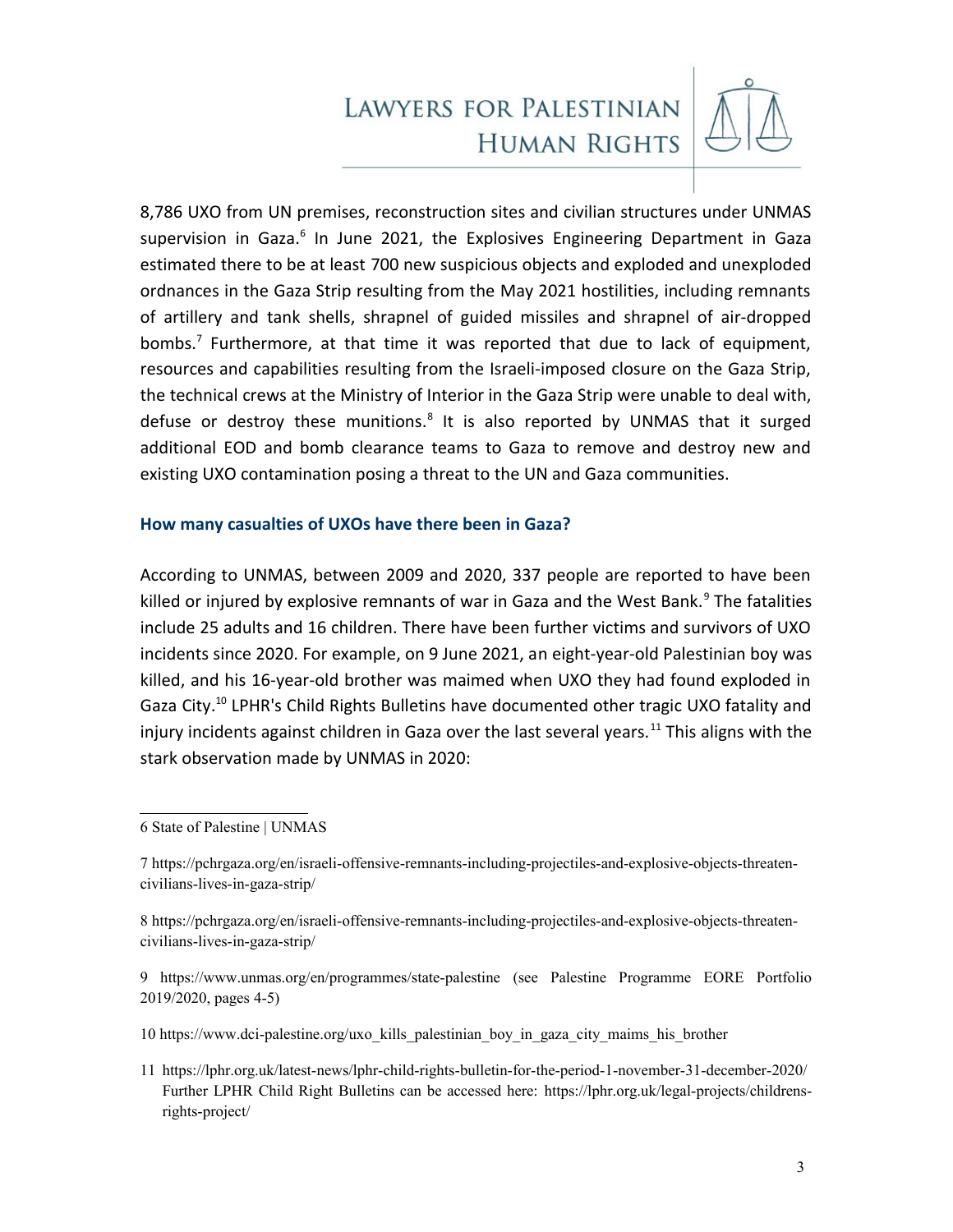8,786 UXO from UN premises, reconstruction sites and civilian structures under UNMAS supervision in Gaza.[6] In June 2021, the Explosives Engineering Department in Gaza estimated there to be at least 700 new suspicious objects and exploded and unexploded ordnances in the Gaza Strip resulting from the May 2021 hostilities, including remnants of artillery and tank shells, shrapnel of guided missiles and shrapnel of air-dropped bombs.[7] Furthermore, at that time it was reported that due to lack of equipment, resources and capabilities resulting from the Israeli-imposed closure on the Gaza Strip, the technical crews at the Ministry of Interior in the Gaza Strip were unable to deal with, defuse or destroy these munitions.[8] It is also reported by UNMAS that it surged additional EOD and bomb clearance teams to Gaza to remove and destroy new and existing UXO contamination posing a threat to the UN and Gaza communities.

### How many casualties of UXOs have there been in Gaza?

According to UNMAS, between 2009 and 2020, 337 people are reported to have been killed or injured by explosive remnants of war in Gaza and the West Bank.[9] The fatalities include 25 adults and 16 children. There have been further victims and survivors of UXO incidents since 2020. For example, on 9 June 2021, an eight-year-old Palestinian boy was killed, and his 16-year-old brother was maimed when UXO they had found exploded in Gaza City.[10] LPHR's Child Rights Bulletins have documented other tragic UXO fatality and injury incidents against children in Gaza over the last several years.[11] This aligns with the stark observation made by UNMAS in 2020:

---

6 State of Palestine | UNMAS

7 https://pchrgaza.org/en/israeli-offensive-remnants-including-projectiles-and-explosive-objects-threaten-civilians-lives-in-gaza-strip/

8 https://pchrgaza.org/en/israeli-offensive-remnants-including-projectiles-and-explosive-objects-threaten-civilians-lives-in-gaza-strip/

9 https://www.unmas.org/en/programmes/state-palestine (see Palestine Programme EORE Portfolio 2019/2020, pages 4-5)

10 https://www.dci-palestine.org/uxo_kills_palestinian_boy_in_gaza_city_maims_his_brother

11 https://lphr.org.uk/latest-news/lphr-child-rights-bulletin-for-the-period-1-november-31-december-2020/ Further LPHR Child Right Bulletins can be accessed here: https://lphr.org.uk/legal-projects/childrens-rights-project/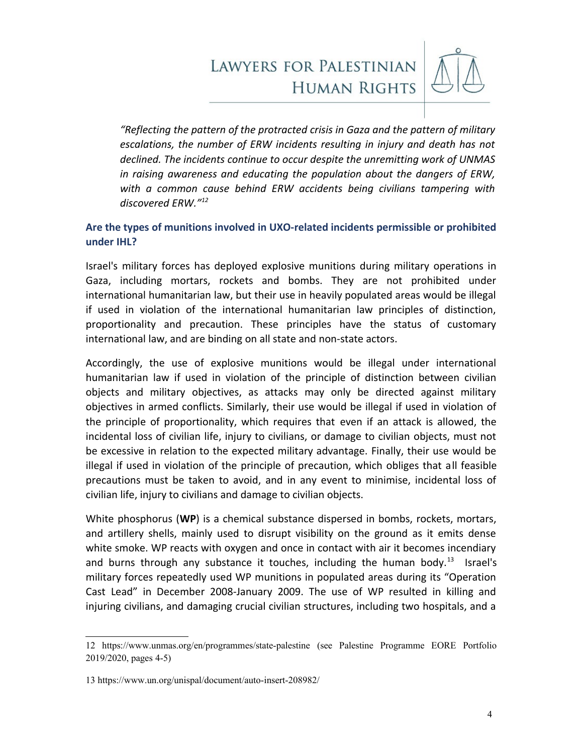*"Reflecting the pattern of the protracted crisis in Gaza and the pattern of military escalations, the number of ERW incidents resulting in injury and death has not declined. The incidents continue to occur despite the unremitting work of UNMAS in raising awareness and educating the population about the dangers of ERW, with a common cause behind ERW accidents being civilians tampering with discovered ERW."*[12]

### Are the types of munitions involved in UXO-related incidents permissible or prohibited under IHL?

Israel's military forces has deployed explosive munitions during military operations in Gaza, including mortars, rockets and bombs. They are not prohibited under international humanitarian law, but their use in heavily populated areas would be illegal if used in violation of the international humanitarian law principles of distinction, proportionality and precaution. These principles have the status of customary international law, and are binding on all state and non-state actors.

Accordingly, the use of explosive munitions would be illegal under international humanitarian law if used in violation of the principle of distinction between civilian objects and military objectives, as attacks may only be directed against military objectives in armed conflicts. Similarly, their use would be illegal if used in violation of the principle of proportionality, which requires that even if an attack is allowed, the incidental loss of civilian life, injury to civilians, or damage to civilian objects, must not be excessive in relation to the expected military advantage. Finally, their use would be illegal if used in violation of the principle of precaution, which obliges that all feasible precautions must be taken to avoid, and in any event to minimise, incidental loss of civilian life, injury to civilians and damage to civilian objects.

White phosphorus (**WP**) is a chemical substance dispersed in bombs, rockets, mortars, and artillery shells, mainly used to disrupt visibility on the ground as it emits dense white smoke. WP reacts with oxygen and once in contact with air it becomes incendiary and burns through any substance it touches, including the human body.[13] Israel's military forces repeatedly used WP munitions in populated areas during its "Operation Cast Lead" in December 2008-January 2009. The use of WP resulted in killing and injuring civilians, and damaging crucial civilian structures, including two hospitals, and a

---

12 https://www.unmas.org/en/programmes/state-palestine (see Palestine Programme EORE Portfolio 2019/2020, pages 4-5)

13 https://www.un.org/unispal/document/auto-insert-208982/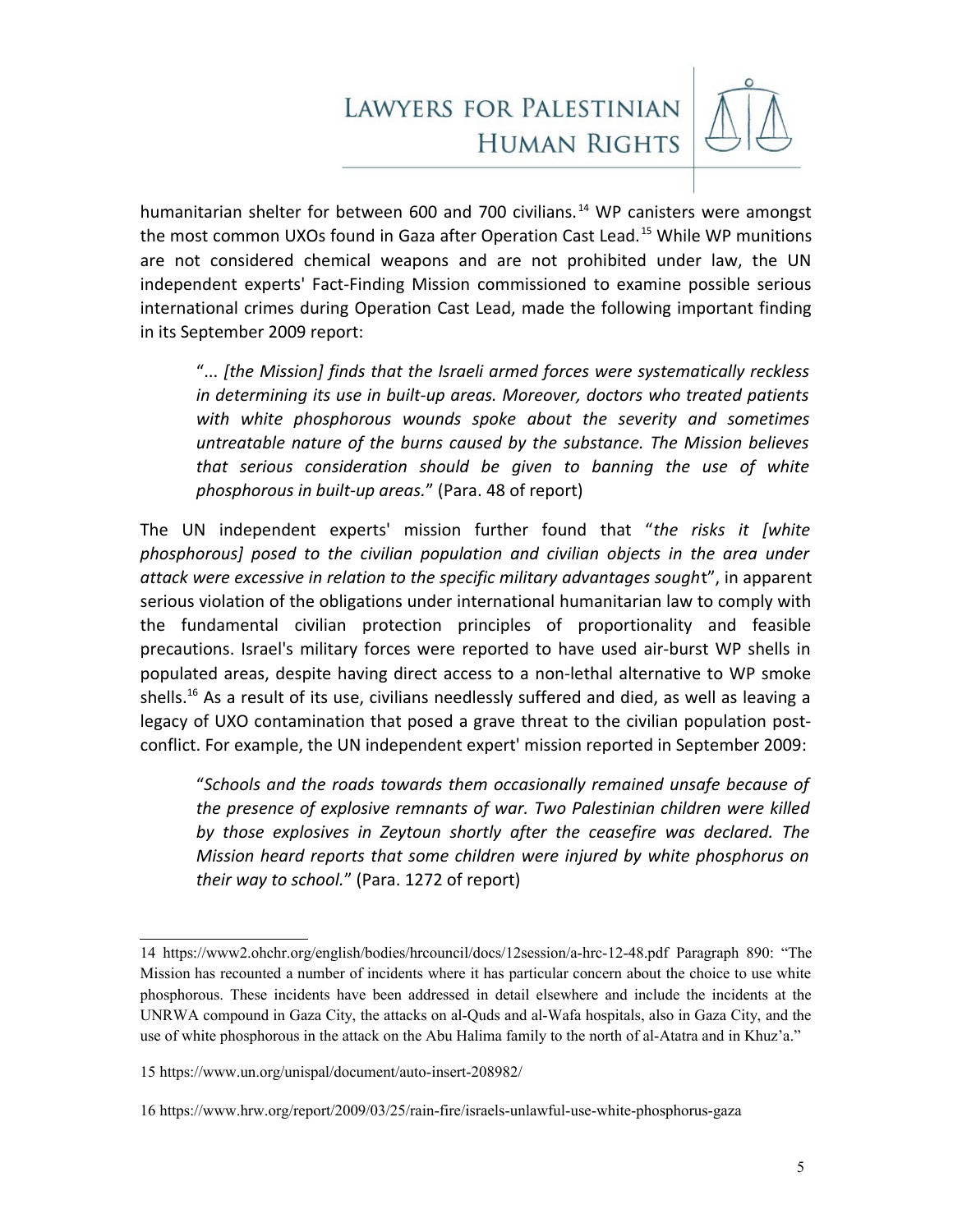humanitarian shelter for between 600 and 700 civilians.[14] WP canisters were amongst the most common UXOs found in Gaza after Operation Cast Lead.[15] While WP munitions are not considered chemical weapons and are not prohibited under law, the UN independent experts' Fact-Finding Mission commissioned to examine possible serious international crimes during Operation Cast Lead, made the following important finding in its September 2009 report:

> "... *[the Mission] finds that the Israeli armed forces were systematically reckless in determining its use in built-up areas. Moreover, doctors who treated patients with white phosphorous wounds spoke about the severity and sometimes untreatable nature of the burns caused by the substance. The Mission believes that serious consideration should be given to banning the use of white phosphorous in built-up areas.*" (Para. 48 of report)

The UN independent experts' mission further found that "*the risks it [white phosphorous] posed to the civilian population and civilian objects in the area under attack were excessive in relation to the specific military advantages sough*t", in apparent serious violation of the obligations under international humanitarian law to comply with the fundamental civilian protection principles of proportionality and feasible precautions. Israel's military forces were reported to have used air-burst WP shells in populated areas, despite having direct access to a non-lethal alternative to WP smoke shells.[16] As a result of its use, civilians needlessly suffered and died, as well as leaving a legacy of UXO contamination that posed a grave threat to the civilian population post-conflict. For example, the UN independent expert' mission reported in September 2009:

> "*Schools and the roads towards them occasionally remained unsafe because of the presence of explosive remnants of war. Two Palestinian children were killed by those explosives in Zeytoun shortly after the ceasefire was declared. The Mission heard reports that some children were injured by white phosphorus on their way to school.*" (Para. 1272 of report)

---

14 https://www2.ohchr.org/english/bodies/hrcouncil/docs/12session/a-hrc-12-48.pdf Paragraph 890: "The Mission has recounted a number of incidents where it has particular concern about the choice to use white phosphorous. These incidents have been addressed in detail elsewhere and include the incidents at the UNRWA compound in Gaza City, the attacks on al-Quds and al-Wafa hospitals, also in Gaza City, and the use of white phosphorous in the attack on the Abu Halima family to the north of al-Atatra and in Khuz'a."

15 https://www.un.org/unispal/document/auto-insert-208982/

16 https://www.hrw.org/report/2009/03/25/rain-fire/israels-unlawful-use-white-phosphorus-gaza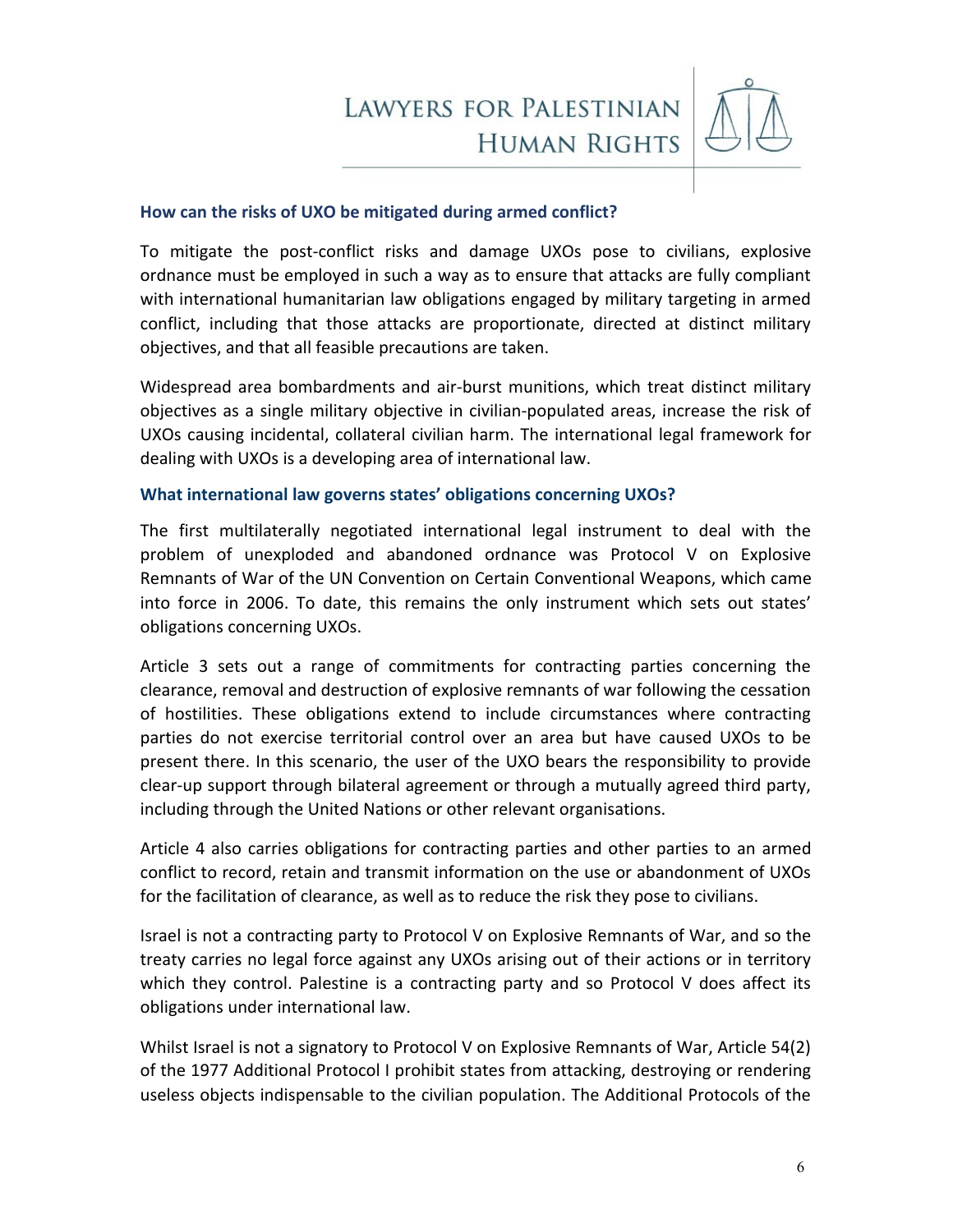### How can the risks of UXO be mitigated during armed conflict?

To mitigate the post-conflict risks and damage UXOs pose to civilians, explosive ordnance must be employed in such a way as to ensure that attacks are fully compliant with international humanitarian law obligations engaged by military targeting in armed conflict, including that those attacks are proportionate, directed at distinct military objectives, and that all feasible precautions are taken.

Widespread area bombardments and air-burst munitions, which treat distinct military objectives as a single military objective in civilian-populated areas, increase the risk of UXOs causing incidental, collateral civilian harm. The international legal framework for dealing with UXOs is a developing area of international law.

### What international law governs states' obligations concerning UXOs?

The first multilaterally negotiated international legal instrument to deal with the problem of unexploded and abandoned ordnance was Protocol V on Explosive Remnants of War of the UN Convention on Certain Conventional Weapons, which came into force in 2006. To date, this remains the only instrument which sets out states' obligations concerning UXOs.

Article 3 sets out a range of commitments for contracting parties concerning the clearance, removal and destruction of explosive remnants of war following the cessation of hostilities. These obligations extend to include circumstances where contracting parties do not exercise territorial control over an area but have caused UXOs to be present there. In this scenario, the user of the UXO bears the responsibility to provide clear-up support through bilateral agreement or through a mutually agreed third party, including through the United Nations or other relevant organisations.

Article 4 also carries obligations for contracting parties and other parties to an armed conflict to record, retain and transmit information on the use or abandonment of UXOs for the facilitation of clearance, as well as to reduce the risk they pose to civilians.

Israel is not a contracting party to Protocol V on Explosive Remnants of War, and so the treaty carries no legal force against any UXOs arising out of their actions or in territory which they control. Palestine is a contracting party and so Protocol V does affect its obligations under international law.

Whilst Israel is not a signatory to Protocol V on Explosive Remnants of War, Article 54(2) of the 1977 Additional Protocol I prohibit states from attacking, destroying or rendering useless objects indispensable to the civilian population. The Additional Protocols of the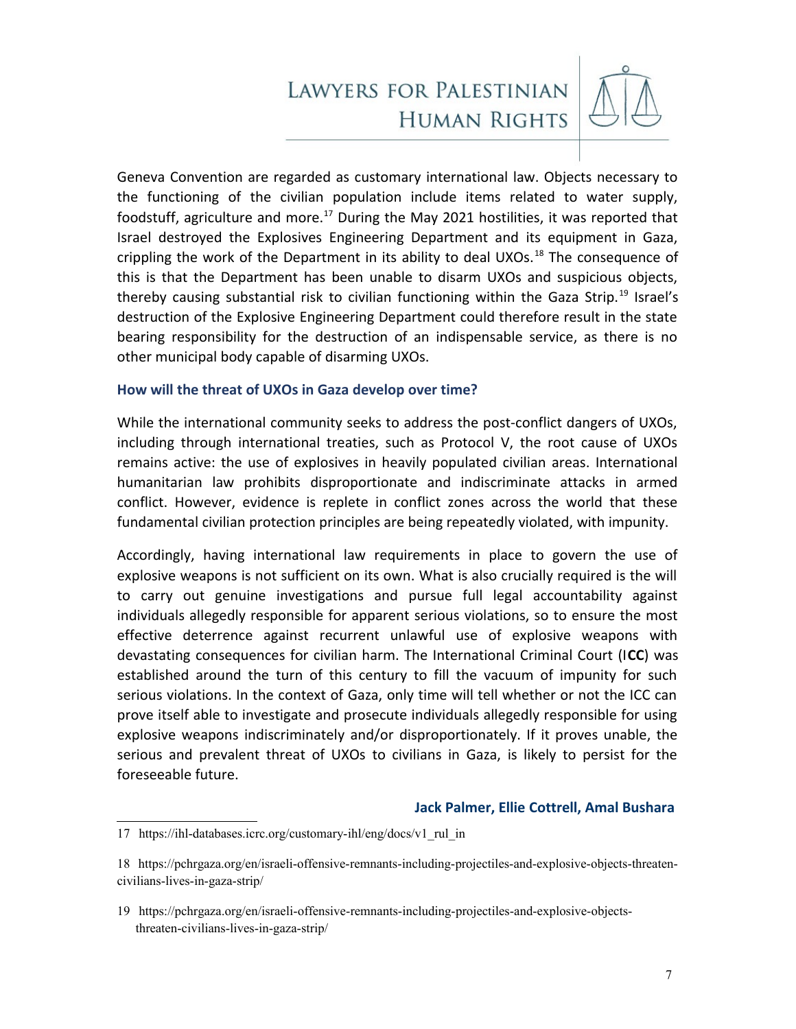Geneva Convention are regarded as customary international law. Objects necessary to the functioning of the civilian population include items related to water supply, foodstuff, agriculture and more.[17] During the May 2021 hostilities, it was reported that Israel destroyed the Explosives Engineering Department and its equipment in Gaza, crippling the work of the Department in its ability to deal UXOs.[18] The consequence of this is that the Department has been unable to disarm UXOs and suspicious objects, thereby causing substantial risk to civilian functioning within the Gaza Strip.[19] Israel's destruction of the Explosive Engineering Department could therefore result in the state bearing responsibility for the destruction of an indispensable service, as there is no other municipal body capable of disarming UXOs.

### How will the threat of UXOs in Gaza develop over time?

While the international community seeks to address the post-conflict dangers of UXOs, including through international treaties, such as Protocol V, the root cause of UXOs remains active: the use of explosives in heavily populated civilian areas. International humanitarian law prohibits disproportionate and indiscriminate attacks in armed conflict. However, evidence is replete in conflict zones across the world that these fundamental civilian protection principles are being repeatedly violated, with impunity.

Accordingly, having international law requirements in place to govern the use of explosive weapons is not sufficient on its own. What is also crucially required is the will to carry out genuine investigations and pursue full legal accountability against individuals allegedly responsible for apparent serious violations, so to ensure the most effective deterrence against recurrent unlawful use of explosive weapons with devastating consequences for civilian harm. The International Criminal Court (I**CC**) was established around the turn of this century to fill the vacuum of impunity for such serious violations. In the context of Gaza, only time will tell whether or not the ICC can prove itself able to investigate and prosecute individuals allegedly responsible for using explosive weapons indiscriminately and/or disproportionately. If it proves unable, the serious and prevalent threat of UXOs to civilians in Gaza, is likely to persist for the foreseeable future.

**Jack Palmer, Ellie Cottrell, Amal Bushara**

---

17 https://ihl-databases.icrc.org/customary-ihl/eng/docs/v1_rul_in

18 https://pchrgaza.org/en/israeli-offensive-remnants-including-projectiles-and-explosive-objects-threaten-civilians-lives-in-gaza-strip/

19 https://pchrgaza.org/en/israeli-offensive-remnants-including-projectiles-and-explosive-objects-threaten-civilians-lives-in-gaza-strip/